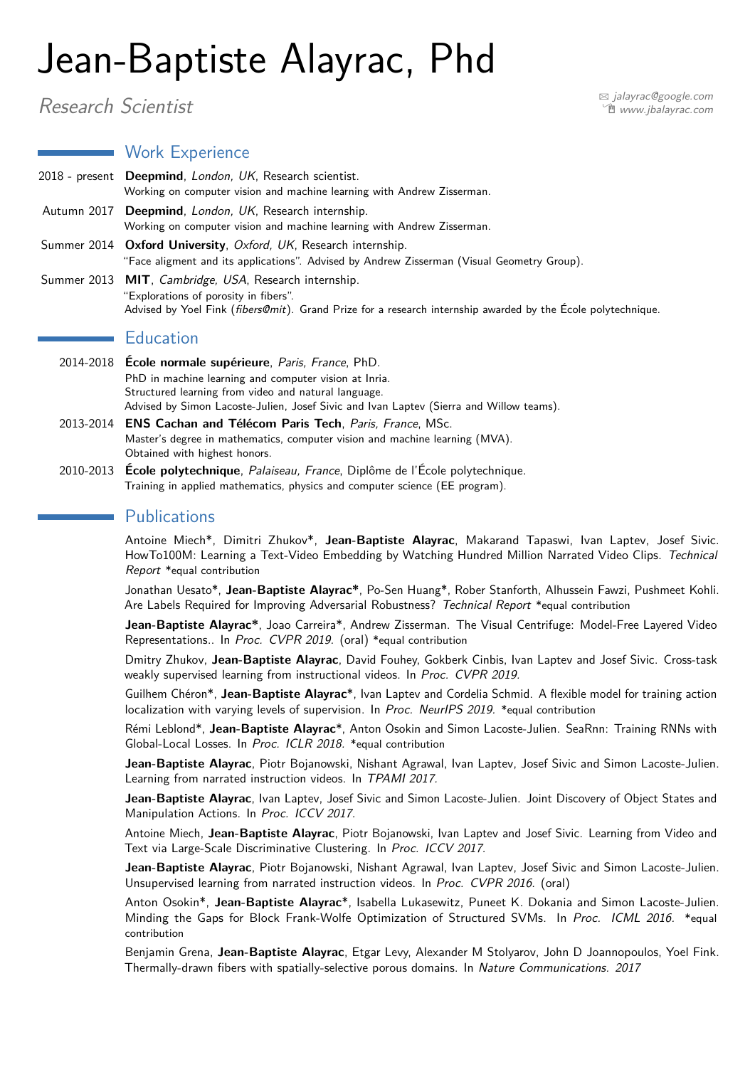# Jean-Baptiste Alayrac, Phd

*Research Scientist*

jalayrac@google.com
www.jbalayrac.com

## Work Experience

2018 - present **Deepmind**, *London, UK*, Research scientist.
Working on computer vision and machine learning with Andrew Zisserman.

Autumn 2017 **Deepmind**, *London, UK*, Research internship.
Working on computer vision and machine learning with Andrew Zisserman.

Summer 2014 **Oxford University**, *Oxford, UK*, Research internship.
"Face aligment and its applications". Advised by Andrew Zisserman (Visual Geometry Group).

Summer 2013 **MIT**, *Cambridge, USA*, Research internship.
"Explorations of porosity in fibers".
Advised by Yoel Fink (*fibers@mit*). Grand Prize for a research internship awarded by the École polytechnique.

## Education

2014-2018 **École normale supérieure**, *Paris, France*, PhD.
PhD in machine learning and computer vision at Inria.
Structured learning from video and natural language.
Advised by Simon Lacoste-Julien, Josef Sivic and Ivan Laptev (Sierra and Willow teams).

2013-2014 **ENS Cachan and Télécom Paris Tech**, *Paris, France*, MSc.
Master's degree in mathematics, computer vision and machine learning (MVA).
Obtained with highest honors.

2010-2013 **École polytechnique**, *Palaiseau, France*, Diplôme de l'École polytechnique.
Training in applied mathematics, physics and computer science (EE program).

## Publications

Antoine Miech*, Dimitri Zhukov*, **Jean-Baptiste Alayrac**, Makarand Tapaswi, Ivan Laptev, Josef Sivic. HowTo100M: Learning a Text-Video Embedding by Watching Hundred Million Narrated Video Clips. *Technical Report* *equal contribution

Jonathan Uesato*, **Jean-Baptiste Alayrac***, Po-Sen Huang*, Rober Stanforth, Alhussein Fawzi, Pushmeet Kohli. Are Labels Required for Improving Adversarial Robustness? *Technical Report* *equal contribution

**Jean-Baptiste Alayrac***, Joao Carreira*, Andrew Zisserman. The Visual Centrifuge: Model-Free Layered Video Representations.. In *Proc. CVPR 2019*. (oral) *equal contribution

Dmitry Zhukov, **Jean-Baptiste Alayrac**, David Fouhey, Gokberk Cinbis, Ivan Laptev and Josef Sivic. Cross-task weakly supervised learning from instructional videos. In *Proc. CVPR 2019*.

Guilhem Chéron*, **Jean-Baptiste Alayrac***, Ivan Laptev and Cordelia Schmid. A flexible model for training action localization with varying levels of supervision. In *Proc. NeurIPS 2019*. *equal contribution

Rémi Leblond*, **Jean-Baptiste Alayrac***, Anton Osokin and Simon Lacoste-Julien. SeaRnn: Training RNNs with Global-Local Losses. In *Proc. ICLR 2018*. *equal contribution

**Jean-Baptiste Alayrac**, Piotr Bojanowski, Nishant Agrawal, Ivan Laptev, Josef Sivic and Simon Lacoste-Julien. Learning from narrated instruction videos. In *TPAMI 2017*.

**Jean-Baptiste Alayrac**, Ivan Laptev, Josef Sivic and Simon Lacoste-Julien. Joint Discovery of Object States and Manipulation Actions. In *Proc. ICCV 2017*.

Antoine Miech, **Jean-Baptiste Alayrac**, Piotr Bojanowski, Ivan Laptev and Josef Sivic. Learning from Video and Text via Large-Scale Discriminative Clustering. In *Proc. ICCV 2017*.

**Jean-Baptiste Alayrac**, Piotr Bojanowski, Nishant Agrawal, Ivan Laptev, Josef Sivic and Simon Lacoste-Julien. Unsupervised learning from narrated instruction videos. In *Proc. CVPR 2016*. (oral)

Anton Osokin*, **Jean-Baptiste Alayrac***, Isabella Lukasewitz, Puneet K. Dokania and Simon Lacoste-Julien. Minding the Gaps for Block Frank-Wolfe Optimization of Structured SVMs. In *Proc. ICML 2016*. *equal contribution

Benjamin Grena, **Jean-Baptiste Alayrac**, Etgar Levy, Alexander M Stolyarov, John D Joannopoulos, Yoel Fink. Thermally-drawn fibers with spatially-selective porous domains. In *Nature Communications. 2017*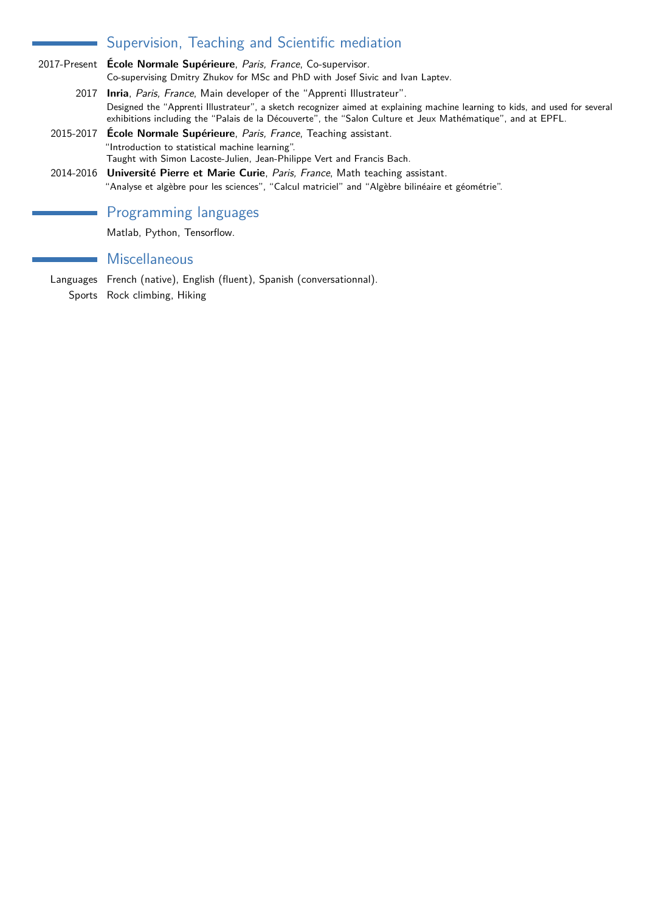## Supervision, Teaching and Scientific mediation

**2017-Present** **École Normale Supérieure**, *Paris, France*, Co-supervisor.
Co-supervising Dmitry Zhukov for MSc and PhD with Josef Sivic and Ivan Laptev.

**2017** **Inria**, *Paris, France*, Main developer of the "Apprenti Illustrateur".
Designed the "Apprenti Illustrateur", a sketch recognizer aimed at explaining machine learning to kids, and used for several exhibitions including the "Palais de la Découverte", the "Salon Culture et Jeux Mathématique", and at EPFL.

**2015-2017** **École Normale Supérieure**, *Paris, France*, Teaching assistant.
"Introduction to statistical machine learning".
Taught with Simon Lacoste-Julien, Jean-Philippe Vert and Francis Bach.

**2014-2016** **Université Pierre et Marie Curie**, *Paris, France*, Math teaching assistant.
"Analyse et algèbre pour les sciences", "Calcul matriciel" and "Algèbre bilinéaire et géométrie".

## Programming languages

Matlab, Python, Tensorflow.

## Miscellaneous

**Languages** French (native), English (fluent), Spanish (conversationnal).

**Sports** Rock climbing, Hiking